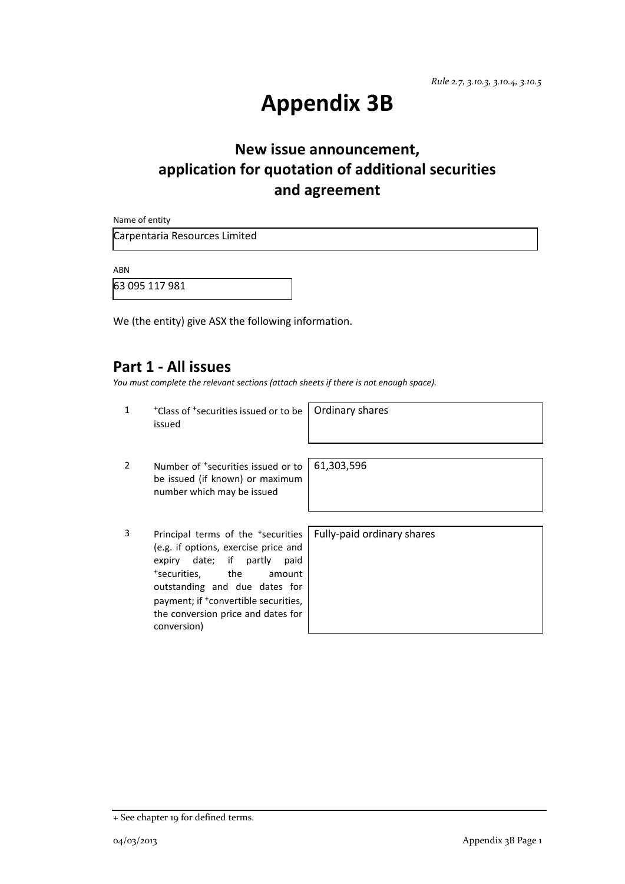*Rule 2.7, 3.10.3, 3.10.4, 3.10.5*

# Appendix 3B

## New issue announcement, application for quotation of additional securities and agreement

Name of entity

Carpentaria Resources Limited

ABN

63 095 117 981

We (the entity) give ASX the following information.

## Part 1 - All issues

*You must complete the relevant sections (attach sheets if there is not enough space).*

| | | |
|---|---|---|
| 1 | +Class of +securities issued or to be issued | Ordinary shares |
| 2 | Number of +securities issued or to be issued (if known) or maximum number which may be issued | 61,303,596 |
| 3 | Principal terms of the +securities (e.g. if options, exercise price and expiry date; if partly paid +securities, the amount outstanding and due dates for payment; if +convertible securities, the conversion price and dates for conversion) | Fully-paid ordinary shares |

+ See chapter 19 for defined terms.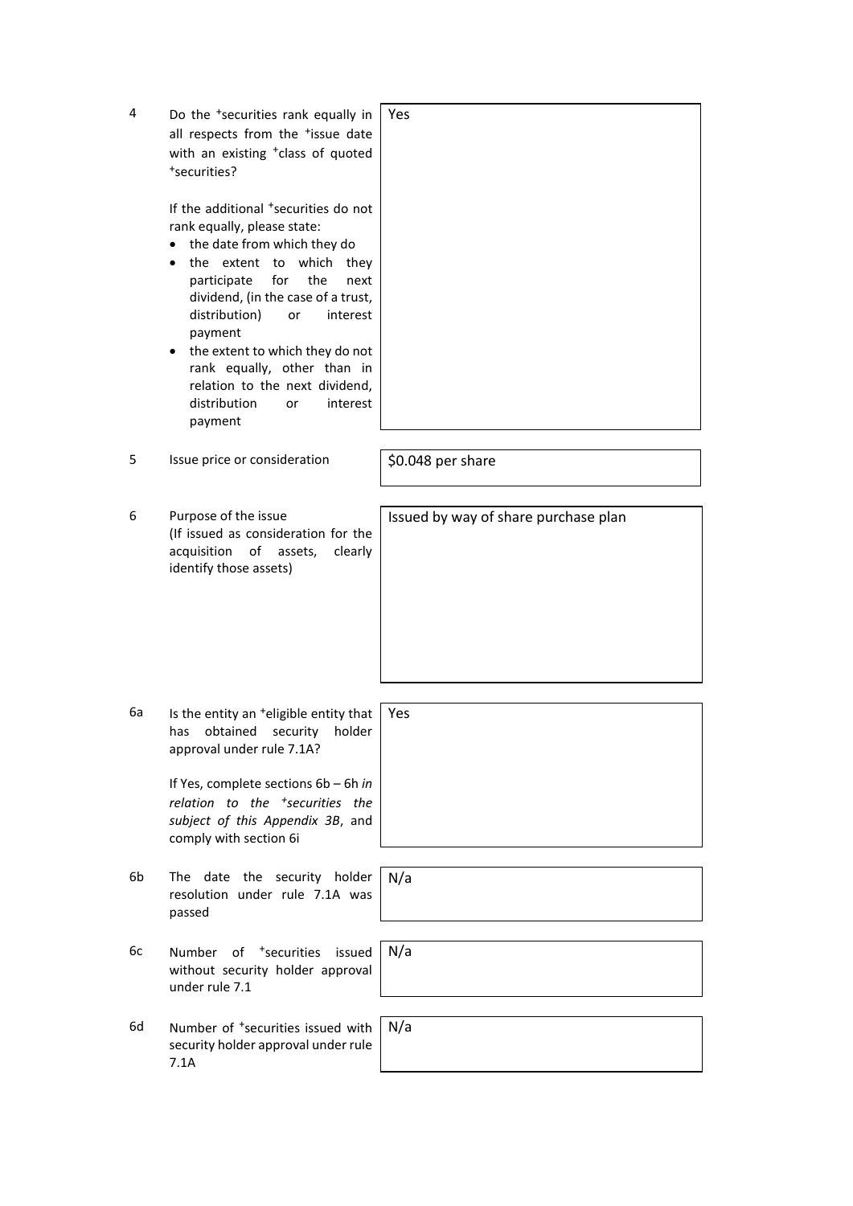| | | |
|---|---|---|
| 4 | Do the +securities rank equally in all respects from the +issue date with an existing +class of quoted +securities?<br><br>If the additional +securities do not rank equally, please state:<br>• the date from which they do<br>• the extent to which they participate for the next dividend, (in the case of a trust, distribution) or interest payment<br>• the extent to which they do not rank equally, other than in relation to the next dividend, distribution or interest payment | Yes |
| 5 | Issue price or consideration | $0.048 per share |
| 6 | Purpose of the issue<br>(If issued as consideration for the acquisition of assets, clearly identify those assets) | Issued by way of share purchase plan |
| 6a | Is the entity an +eligible entity that has obtained security holder approval under rule 7.1A?<br><br>If Yes, complete sections 6b – 6h *in relation to the +securities the subject of this Appendix 3B*, and comply with section 6i | Yes |
| 6b | The date the security holder resolution under rule 7.1A was passed | N/a |
| 6c | Number of +securities issued without security holder approval under rule 7.1 | N/a |
| 6d | Number of +securities issued with security holder approval under rule 7.1A | N/a |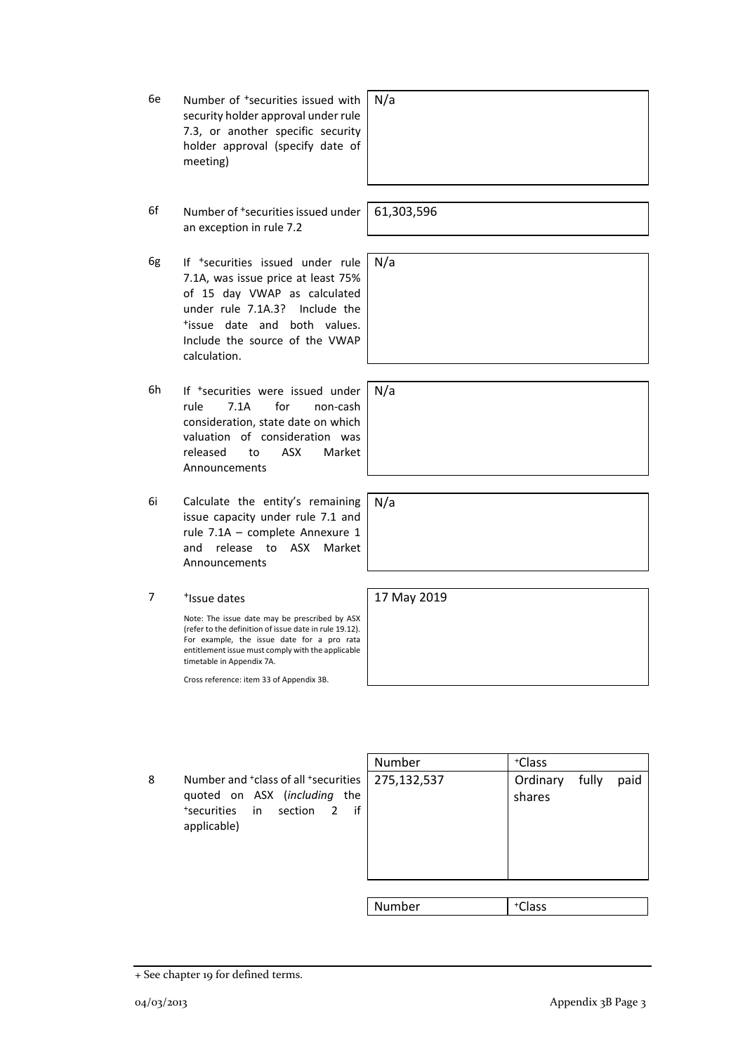| | | |
|---|---|---|
| 6e | Number of +securities issued with security holder approval under rule 7.3, or another specific security holder approval (specify date of meeting) | N/a |
| 6f | Number of +securities issued under an exception in rule 7.2 | 61,303,596 |
| 6g | If +securities issued under rule 7.1A, was issue price at least 75% of 15 day VWAP as calculated under rule 7.1A.3? Include the +issue date and both values. Include the source of the VWAP calculation. | N/a |
| 6h | If +securities were issued under rule 7.1A for non-cash consideration, state date on which valuation of consideration was released to ASX Market Announcements | N/a |
| 6i | Calculate the entity's remaining issue capacity under rule 7.1 and rule 7.1A – complete Annexure 1 and release to ASX Market Announcements | N/a |
| 7 | +Issue dates<br><br>Note: The issue date may be prescribed by ASX (refer to the definition of issue date in rule 19.12). For example, the issue date for a pro rata entitlement issue must comply with the applicable timetable in Appendix 7A.<br><br>Cross reference: item 33 of Appendix 3B. | 17 May 2019 |

| | | Number | +Class |
|---|---|---|---|
| 8 | Number and +class of all +securities quoted on ASX (*including* the +securities in section 2 if applicable) | 275,132,537 | Ordinary fully paid shares |

| Number | +Class |
|---|---|

+ See chapter 19 for defined terms.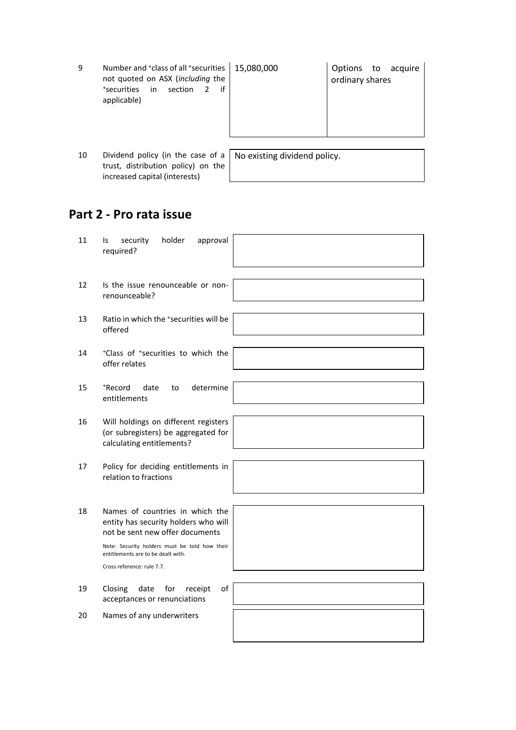| | | | |
|---|---|---|---|
| 9 | Number and +class of all +securities not quoted on ASX (*including* the +securities in section 2 if applicable) | 15,080,000 | Options to acquire ordinary shares |
| 10 | Dividend policy (in the case of a trust, distribution policy) on the increased capital (interests) | No existing dividend policy. | |

## Part 2 - Pro rata issue

| | | |
|---|---|---|
| 11 | Is security holder approval required? | |
| 12 | Is the issue renounceable or non-renounceable? | |
| 13 | Ratio in which the +securities will be offered | |
| 14 | +Class of +securities to which the offer relates | |
| 15 | +Record date to determine entitlements | |
| 16 | Will holdings on different registers (or subregisters) be aggregated for calculating entitlements? | |
| 17 | Policy for deciding entitlements in relation to fractions | |
| 18 | Names of countries in which the entity has security holders who will not be sent new offer documents<br><br>Note: Security holders must be told how their entitlements are to be dealt with.<br><br>Cross reference: rule 7.7. | |
| 19 | Closing date for receipt of acceptances or renunciations | |
| 20 | Names of any underwriters | |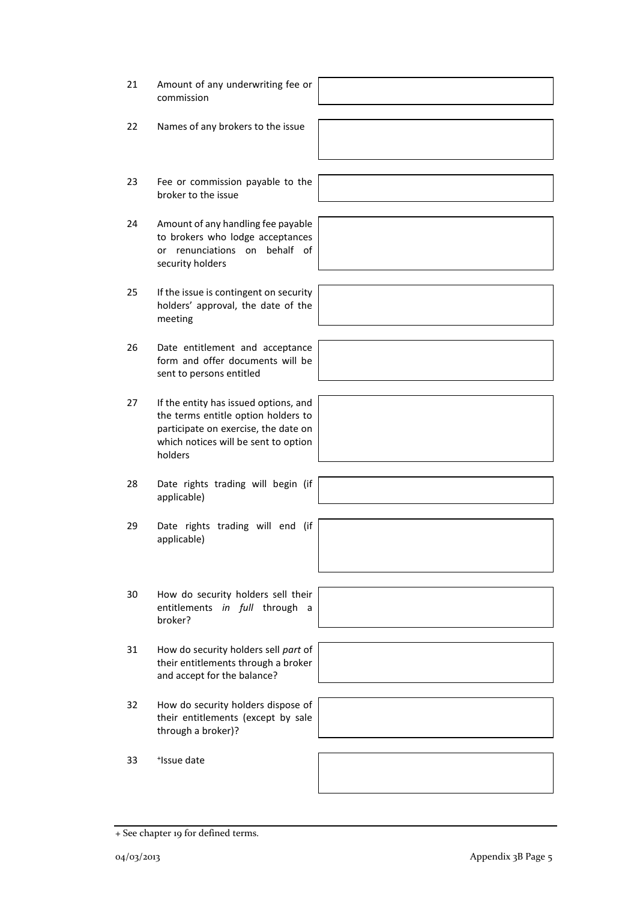| | | |
|---|---|---|
| 21 | Amount of any underwriting fee or commission | |
| 22 | Names of any brokers to the issue | |
| 23 | Fee or commission payable to the broker to the issue | |
| 24 | Amount of any handling fee payable to brokers who lodge acceptances or renunciations on behalf of security holders | |
| 25 | If the issue is contingent on security holders' approval, the date of the meeting | |
| 26 | Date entitlement and acceptance form and offer documents will be sent to persons entitled | |
| 27 | If the entity has issued options, and the terms entitle option holders to participate on exercise, the date on which notices will be sent to option holders | |
| 28 | Date rights trading will begin (if applicable) | |
| 29 | Date rights trading will end (if applicable) | |
| 30 | How do security holders sell their entitlements *in full* through a broker? | |
| 31 | How do security holders sell *part* of their entitlements through a broker and accept for the balance? | |
| 32 | How do security holders dispose of their entitlements (except by sale through a broker)? | |
| 33 | +Issue date | |

+ See chapter 19 for defined terms.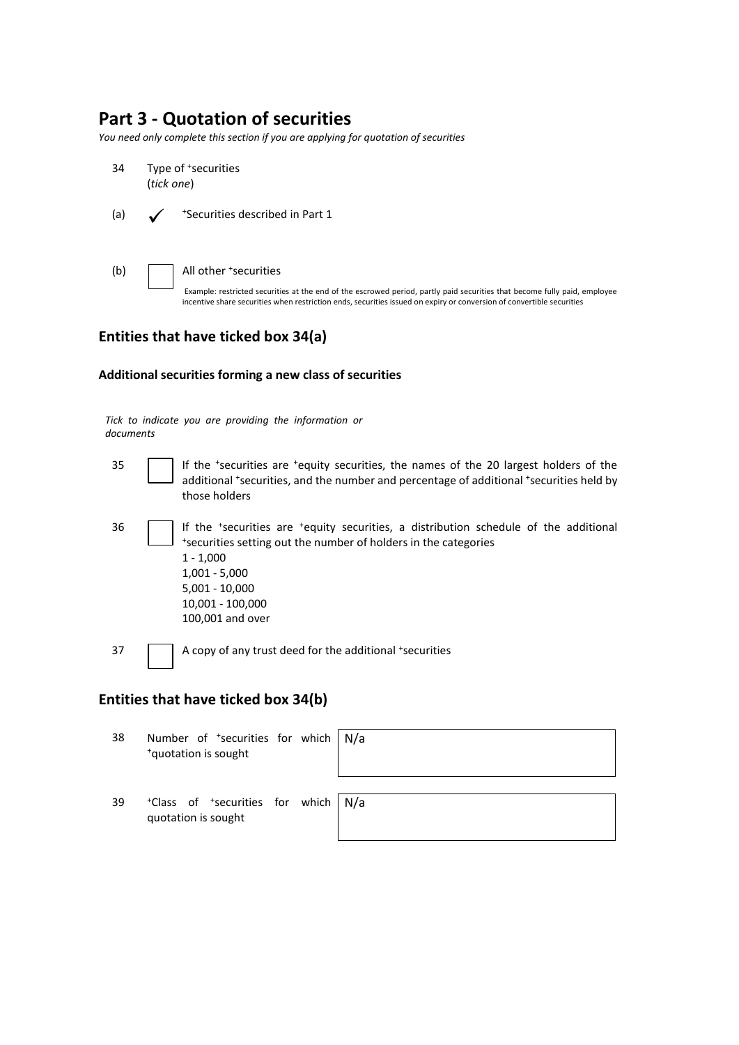## Part 3 - Quotation of securities

*You need only complete this section if you are applying for quotation of securities*

34 Type of +securities
(*tick one*)

(a) ✓ +Securities described in Part 1

(b) ☐ All other +securities

Example: restricted securities at the end of the escrowed period, partly paid securities that become fully paid, employee incentive share securities when restriction ends, securities issued on expiry or conversion of convertible securities

### Entities that have ticked box 34(a)

#### Additional securities forming a new class of securities

*Tick to indicate you are providing the information or documents*

35 ☐ If the +securities are +equity securities, the names of the 20 largest holders of the additional +securities, and the number and percentage of additional +securities held by those holders

36 ☐ If the +securities are +equity securities, a distribution schedule of the additional +securities setting out the number of holders in the categories
1 - 1,000
1,001 - 5,000
5,001 - 10,000
10,001 - 100,000
100,001 and over

37 ☐ A copy of any trust deed for the additional +securities

### Entities that have ticked box 34(b)

| | | |
|---|---|---|
| 38 | Number of +securities for which +quotation is sought | N/a |
| 39 | +Class of +securities for which quotation is sought | N/a |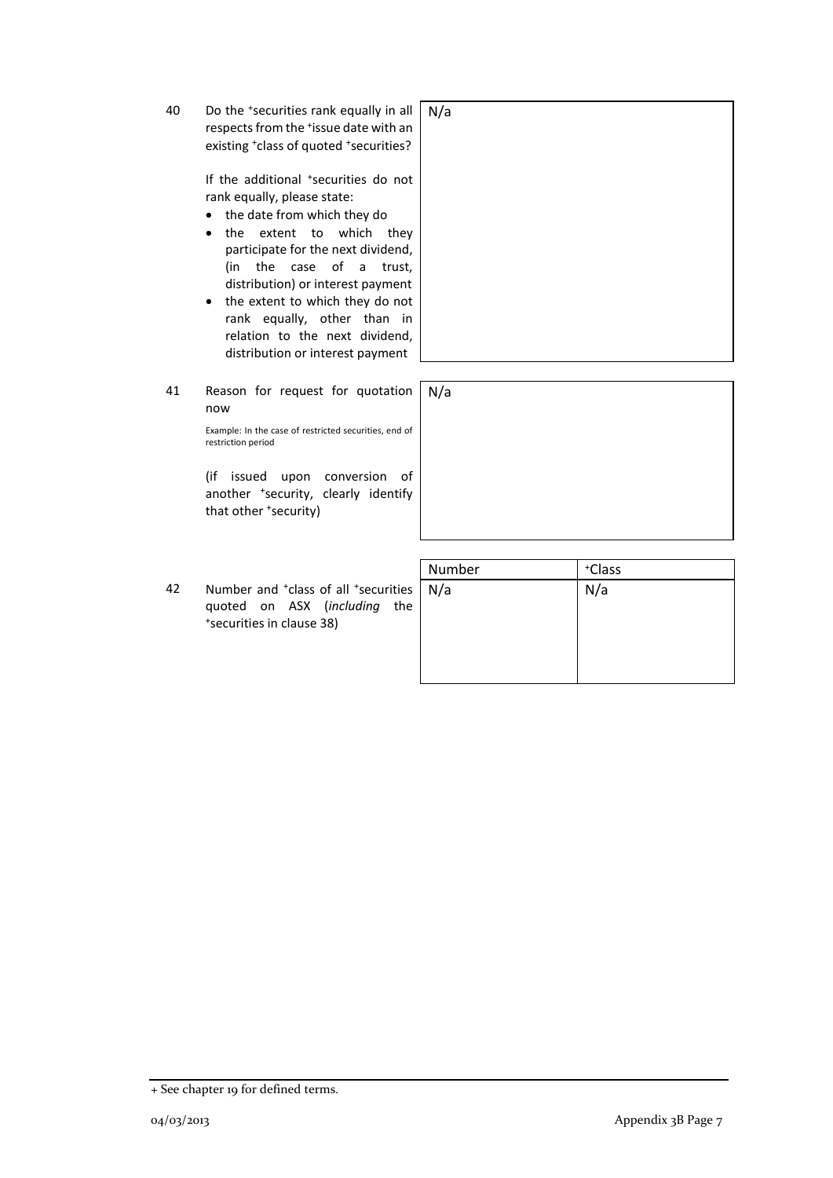| | | |
|---|---|---|
| 40 | Do the +securities rank equally in all respects from the +issue date with an existing +class of quoted +securities?<br><br>If the additional +securities do not rank equally, please state:<br>• the date from which they do<br>• the extent to which they participate for the next dividend, (in the case of a trust, distribution) or interest payment<br>• the extent to which they do not rank equally, other than in relation to the next dividend, distribution or interest payment | N/a |
| 41 | Reason for request for quotation now<br><br>Example: In the case of restricted securities, end of restriction period<br><br>(if issued upon conversion of another +security, clearly identify that other +security) | N/a |

| | | Number | +Class |
|---|---|---|---|
| 42 | Number and +class of all +securities quoted on ASX (*including* the +securities in clause 38) | N/a | N/a |

+ See chapter 19 for defined terms.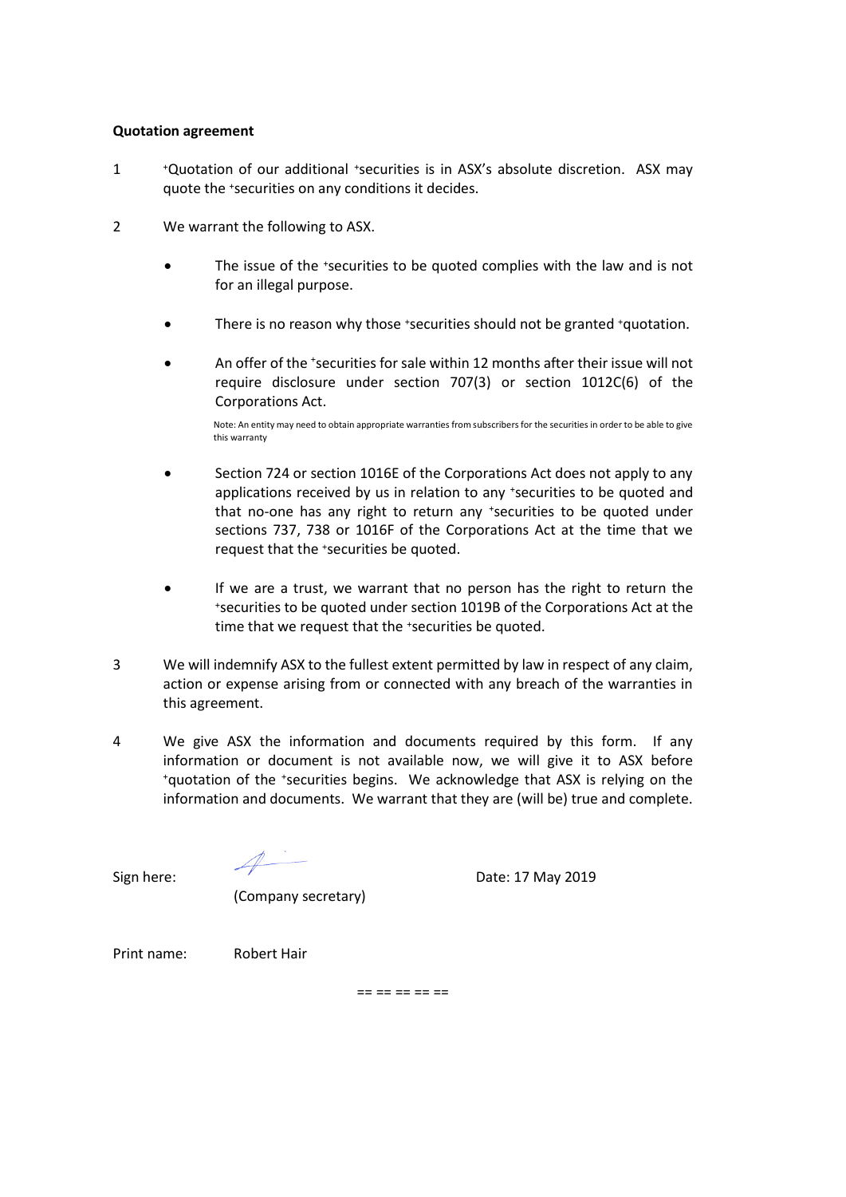**Quotation agreement**

1 +Quotation of our additional +securities is in ASX's absolute discretion. ASX may quote the +securities on any conditions it decides.

2 We warrant the following to ASX.

- The issue of the +securities to be quoted complies with the law and is not for an illegal purpose.

- There is no reason why those +securities should not be granted +quotation.

- An offer of the +securities for sale within 12 months after their issue will not require disclosure under section 707(3) or section 1012C(6) of the Corporations Act.

  Note: An entity may need to obtain appropriate warranties from subscribers for the securities in order to be able to give this warranty

- Section 724 or section 1016E of the Corporations Act does not apply to any applications received by us in relation to any +securities to be quoted and that no-one has any right to return any +securities to be quoted under sections 737, 738 or 1016F of the Corporations Act at the time that we request that the +securities be quoted.

- If we are a trust, we warrant that no person has the right to return the +securities to be quoted under section 1019B of the Corporations Act at the time that we request that the +securities be quoted.

3 We will indemnify ASX to the fullest extent permitted by law in respect of any claim, action or expense arising from or connected with any breach of the warranties in this agreement.

4 We give ASX the information and documents required by this form. If any information or document is not available now, we will give it to ASX before +quotation of the +securities begins. We acknowledge that ASX is relying on the information and documents. We warrant that they are (will be) true and complete.

Sign here: (Company secretary) Date: 17 May 2019

Print name: Robert Hair

== == == == ==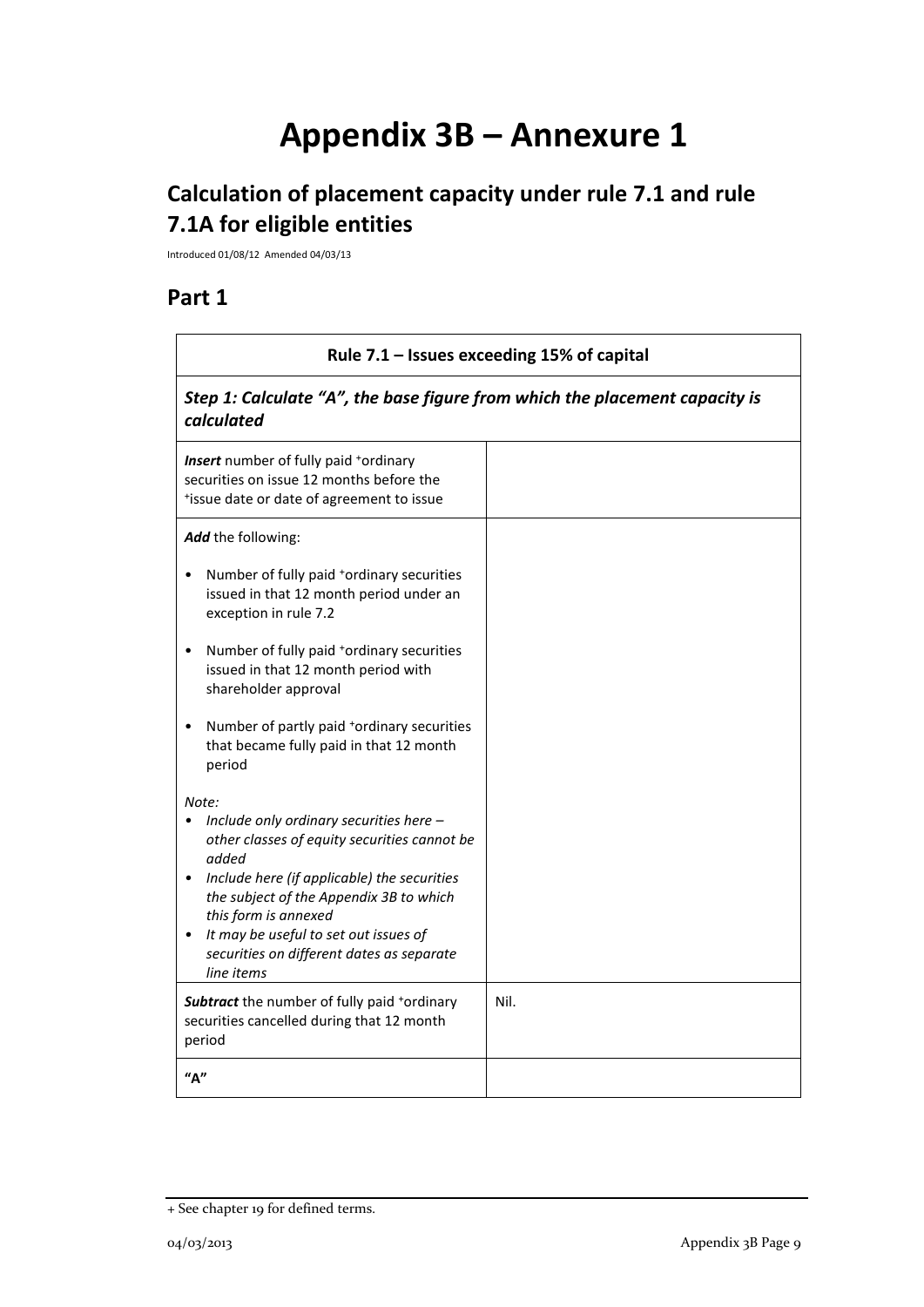# Appendix 3B – Annexure 1

## Calculation of placement capacity under rule 7.1 and rule 7.1A for eligible entities

Introduced 01/08/12 Amended 04/03/13

## Part 1

| Rule 7.1 – Issues exceeding 15% of capital | |
|---|---|
| ***Step 1: Calculate "A", the base figure from which the placement capacity is calculated*** | |
| ***Insert*** number of fully paid +ordinary securities on issue 12 months before the +issue date or date of agreement to issue | |
| ***Add*** the following:<br>• Number of fully paid +ordinary securities issued in that 12 month period under an exception in rule 7.2<br>• Number of fully paid +ordinary securities issued in that 12 month period with shareholder approval<br>• Number of partly paid +ordinary securities that became fully paid in that 12 month period<br>*Note:*<br>• *Include only ordinary securities here – other classes of equity securities cannot be added*<br>• *Include here (if applicable) the securities the subject of the Appendix 3B to which this form is annexed*<br>• *It may be useful to set out issues of securities on different dates as separate line items* | |
| ***Subtract*** the number of fully paid +ordinary securities cancelled during that 12 month period | Nil. |
| **"A"** | |

+ See chapter 19 for defined terms.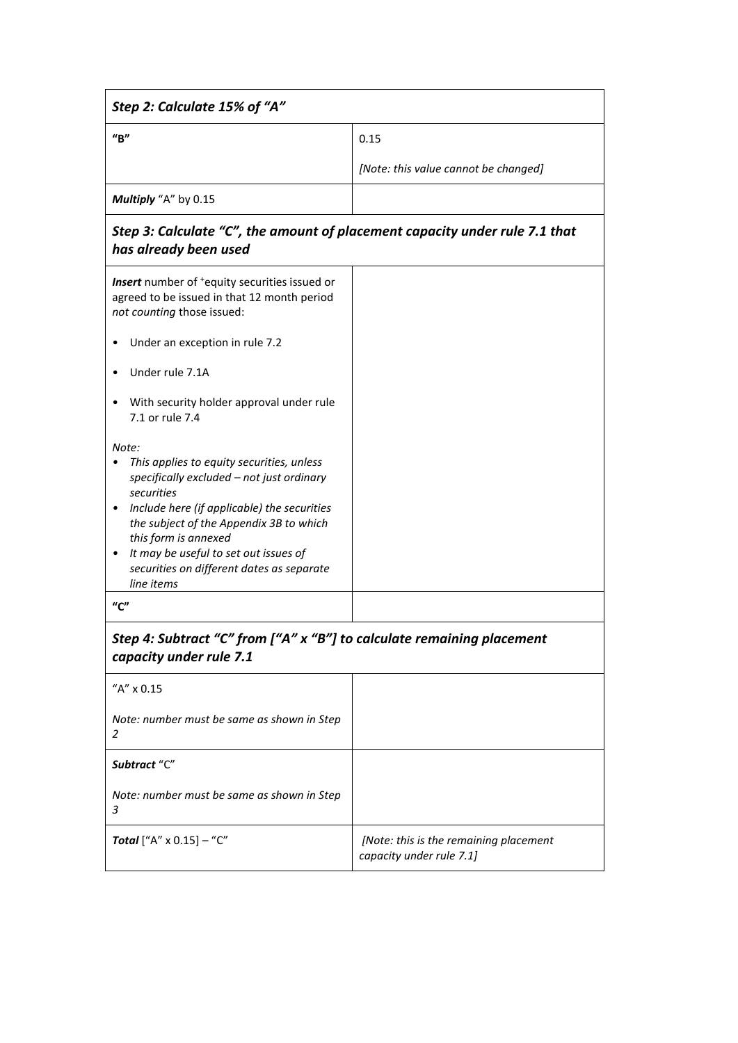| *Step 2: Calculate 15% of "A"* | |
|---|---|
| **"B"** | 0.15<br><br>*[Note: this value cannot be changed]* |
| ***Multiply*** "A" by 0.15 | |
| ***Step 3: Calculate "C", the amount of placement capacity under rule 7.1 that has already been used*** | |
| ***Insert*** number of +equity securities issued or agreed to be issued in that 12 month period *not counting* those issued:<br><br>• Under an exception in rule 7.2<br><br>• Under rule 7.1A<br><br>• With security holder approval under rule 7.1 or rule 7.4<br><br>*Note:*<br>• *This applies to equity securities, unless specifically excluded – not just ordinary securities*<br>• *Include here (if applicable) the securities the subject of the Appendix 3B to which this form is annexed*<br>• *It may be useful to set out issues of securities on different dates as separate line items* | |
| **"C"** | |
| ***Step 4: Subtract "C" from ["A" x "B"] to calculate remaining placement capacity under rule 7.1*** | |
| "A" x 0.15<br><br>*Note: number must be same as shown in Step 2* | |
| ***Subtract*** "C"<br><br>*Note: number must be same as shown in Step 3* | |
| ***Total*** ["A" x 0.15] – "C" | *[Note: this is the remaining placement capacity under rule 7.1]* |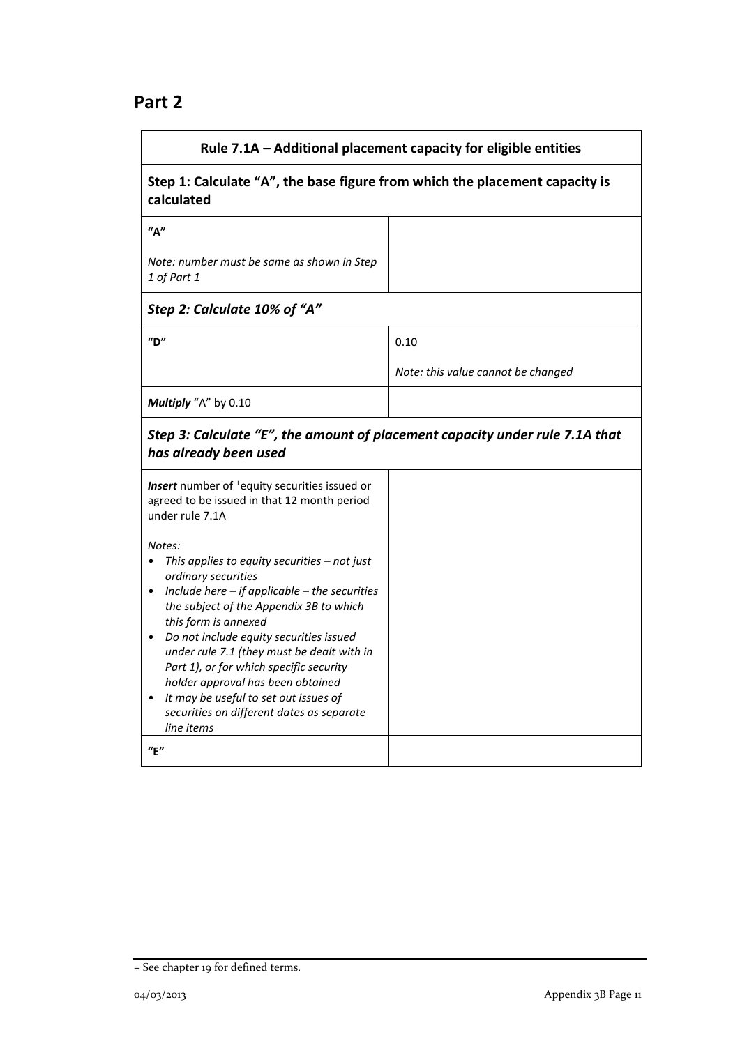## Part 2

| Rule 7.1A – Additional placement capacity for eligible entities | |
|---|---|
| **Step 1: Calculate "A", the base figure from which the placement capacity is calculated** | |
| **"A"**<br><br>*Note: number must be same as shown in Step 1 of Part 1* | |
| ***Step 2: Calculate 10% of "A"*** | |
| **"D"** | 0.10<br><br>*Note: this value cannot be changed* |
| ***Multiply*** "A" by 0.10 | |
| ***Step 3: Calculate "E", the amount of placement capacity under rule 7.1A that has already been used*** | |
| ***Insert*** number of +equity securities issued or agreed to be issued in that 12 month period under rule 7.1A<br><br>*Notes:*<br>• *This applies to equity securities – not just ordinary securities*<br>• *Include here – if applicable – the securities the subject of the Appendix 3B to which this form is annexed*<br>• *Do not include equity securities issued under rule 7.1 (they must be dealt with in Part 1), or for which specific security holder approval has been obtained*<br>• *It may be useful to set out issues of securities on different dates as separate line items* | |
| **"E"** | |

+ See chapter 19 for defined terms.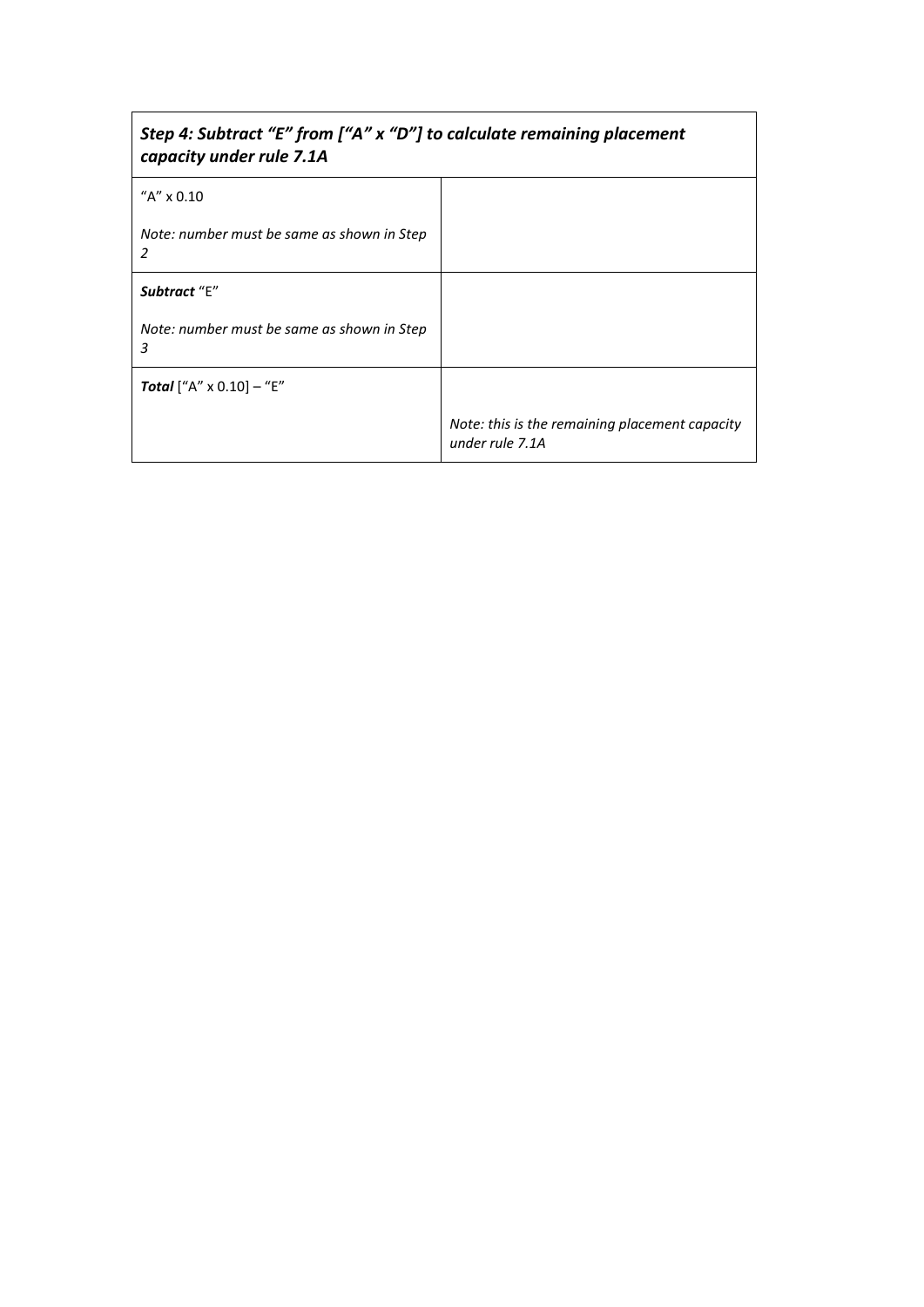| ***Step 4: Subtract "E" from ["A" x "D"] to calculate remaining placement capacity under rule 7.1A*** | |
|---|---|
| "A" x 0.10<br><br>*Note: number must be same as shown in Step 2* | |
| ***Subtract*** "E"<br><br>*Note: number must be same as shown in Step 3* | |
| ***Total*** ["A" x 0.10] – "E" | *Note: this is the remaining placement capacity under rule 7.1A* |